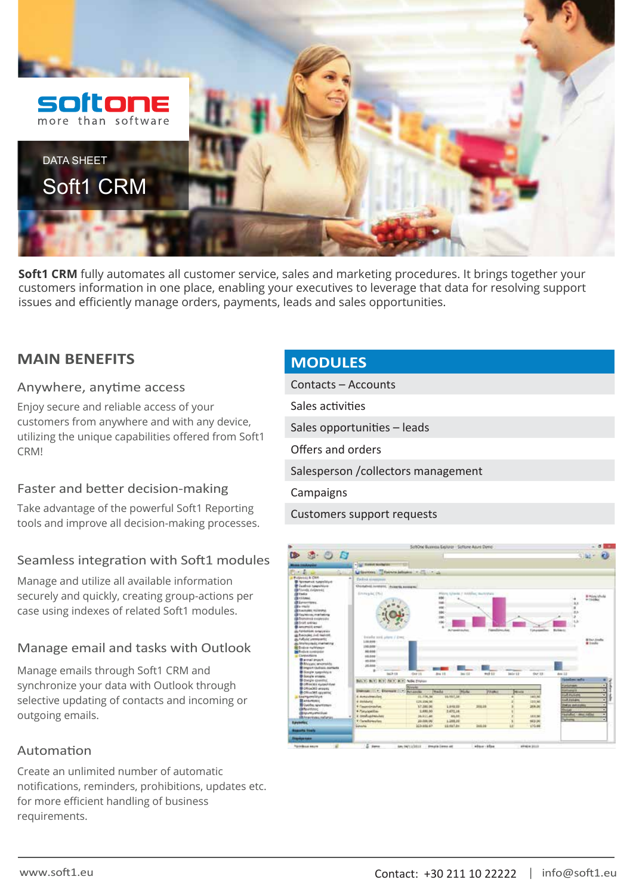softone
more than software

DATA SHEET

# Soft1 CRM

**Soft1 CRM** fully automates all customer service, sales and marketing procedures. It brings together your customers information in one place, enabling your executives to leverage that data for resolving support issues and efficiently manage orders, payments, leads and sales opportunities.

## MAIN BENEFITS

### Anywhere, anytime access

Enjoy secure and reliable access of your customers from anywhere and with any device, utilizing the unique capabilities offered from Soft1 CRM!

### Faster and better decision-making

Take advantage of the powerful Soft1 Reporting tools and improve all decision-making processes.

### Seamless integration with Soft1 modules

Manage and utilize all available information securely and quickly, creating group-actions per case using indexes of related Soft1 modules.

### Manage email and tasks with Outlook

Manage emails through Soft1 CRM and synchronize your data with Outlook through selective updating of contacts and incoming or outgoing emails.

### Automation

Create an unlimited number of automatic notifications, reminders, prohibitions, updates etc. for more efficient handling of business requirements.

## MODULES

- Contacts – Accounts
- Sales activities
- Sales opportunities – leads
- Offers and orders
- Salesperson /collectors management
- Campaigns
- Customers support requests

www.soft1.eu

Contact: +30 211 10 22222 | info@soft1.eu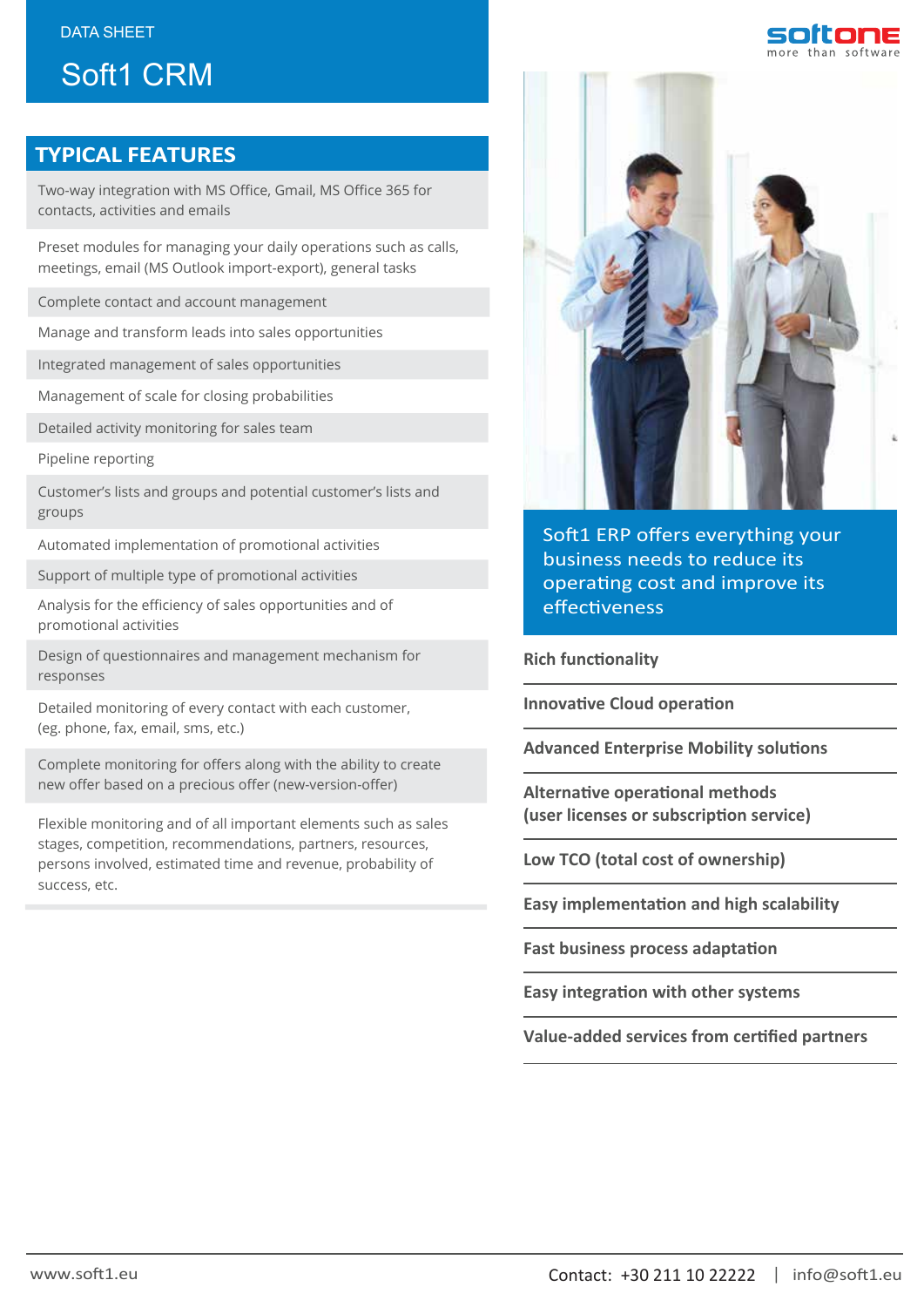DATA SHEET

# Soft1 CRM

## TYPICAL FEATURES

- Two-way integration with MS Office, Gmail, MS Office 365 for contacts, activities and emails
- Preset modules for managing your daily operations such as calls, meetings, email (MS Outlook import-export), general tasks
- Complete contact and account management
- Manage and transform leads into sales opportunities
- Integrated management of sales opportunities
- Management of scale for closing probabilities
- Detailed activity monitoring for sales team
- Pipeline reporting
- Customer's lists and groups and potential customer's lists and groups
- Automated implementation of promotional activities
- Support of multiple type of promotional activities
- Analysis for the efficiency of sales opportunities and of promotional activities
- Design of questionnaires and management mechanism for responses
- Detailed monitoring of every contact with each customer, (eg. phone, fax, email, sms, etc.)
- Complete monitoring for offers along with the ability to create new offer based on a precious offer (new-version-offer)
- Flexible monitoring and of all important elements such as sales stages, competition, recommendations, partners, resources, persons involved, estimated time and revenue, probability of success, etc.

softone
more than software

Soft1 ERP offers everything your business needs to reduce its operating cost and improve its effectiveness

**Rich functionality**

**Innovative Cloud operation**

**Advanced Enterprise Mobility solutions**

**Alternative operational methods (user licenses or subscription service)**

**Low TCO (total cost of ownership)**

**Easy implementation and high scalability**

**Fast business process adaptation**

**Easy integration with other systems**

**Value-added services from certified partners**

www.soft1.eu

Contact: +30 211 10 22222 | info@soft1.eu